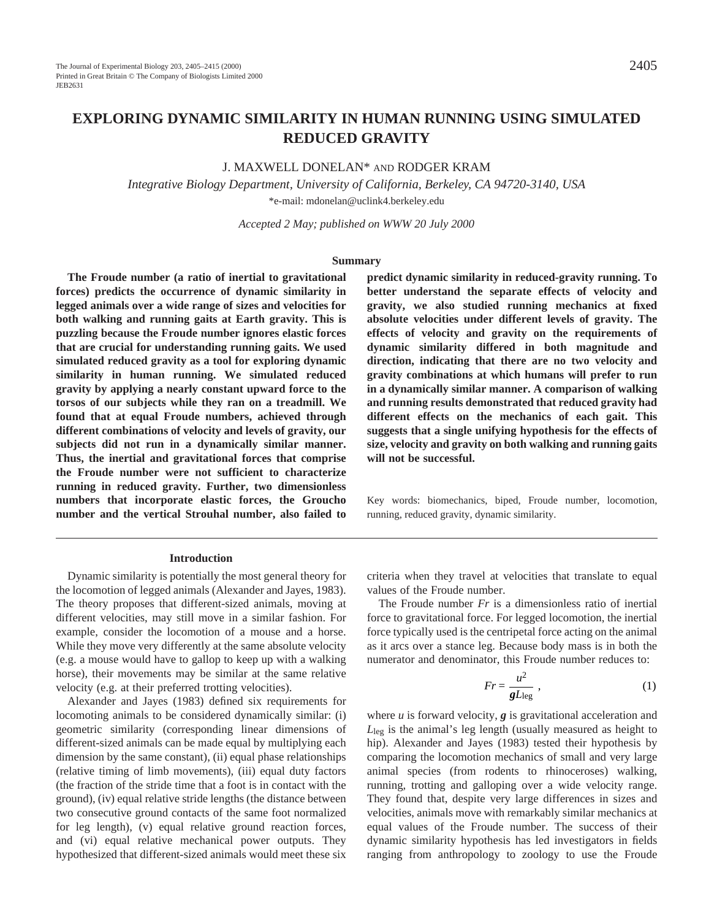# EXPLORING DYNAMIC SIMILARITY IN HUMAN RUNNING USING SIMULATED REDUCED GRAVITY

J. MAXWELL DONELAN* AND RODGER KRAM

*Integrative Biology Department, University of California, Berkeley, CA 94720-3140, USA*

*e-mail: mdonelan@uclink4.berkeley.edu

*Accepted 2 May; published on WWW 20 July 2000*

## Summary

**The Froude number (a ratio of inertial to gravitational forces) predicts the occurrence of dynamic similarity in legged animals over a wide range of sizes and velocities for both walking and running gaits at Earth gravity. This is puzzling because the Froude number ignores elastic forces that are crucial for understanding running gaits. We used simulated reduced gravity as a tool for exploring dynamic similarity in human running. We simulated reduced gravity by applying a nearly constant upward force to the torsos of our subjects while they ran on a treadmill. We found that at equal Froude numbers, achieved through different combinations of velocity and levels of gravity, our subjects did not run in a dynamically similar manner. Thus, the inertial and gravitational forces that comprise the Froude number were not sufficient to characterize running in reduced gravity. Further, two dimensionless numbers that incorporate elastic forces, the Groucho number and the vertical Strouhal number, also failed to predict dynamic similarity in reduced-gravity running. To better understand the separate effects of velocity and gravity, we also studied running mechanics at fixed absolute velocities under different levels of gravity. The effects of velocity and gravity on the requirements of dynamic similarity differed in both magnitude and direction, indicating that there are no two velocity and gravity combinations at which humans will prefer to run in a dynamically similar manner. A comparison of walking and running results demonstrated that reduced gravity had different effects on the mechanics of each gait. This suggests that a single unifying hypothesis for the effects of size, velocity and gravity on both walking and running gaits will not be successful.**

Key words: biomechanics, biped, Froude number, locomotion, running, reduced gravity, dynamic similarity.

## Introduction

Dynamic similarity is potentially the most general theory for the locomotion of legged animals (Alexander and Jayes, 1983). The theory proposes that different-sized animals, moving at different velocities, may still move in a similar fashion. For example, consider the locomotion of a mouse and a horse. While they move very differently at the same absolute velocity (e.g. a mouse would have to gallop to keep up with a walking horse), their movements may be similar at the same relative velocity (e.g. at their preferred trotting velocities).

Alexander and Jayes (1983) defined six requirements for locomoting animals to be considered dynamically similar: (i) geometric similarity (corresponding linear dimensions of different-sized animals can be made equal by multiplying each dimension by the same constant), (ii) equal phase relationships (relative timing of limb movements), (iii) equal duty factors (the fraction of the stride time that a foot is in contact with the ground), (iv) equal relative stride lengths (the distance between two consecutive ground contacts of the same foot normalized for leg length), (v) equal relative ground reaction forces, and (vi) equal relative mechanical power outputs. They hypothesized that different-sized animals would meet these six criteria when they travel at velocities that translate to equal values of the Froude number.

The Froude number *Fr* is a dimensionless ratio of inertial force to gravitational force. For legged locomotion, the inertial force typically used is the centripetal force acting on the animal as it arcs over a stance leg. Because body mass is in both the numerator and denominator, this Froude number reduces to:

$$Fr = \frac{u^2}{\boldsymbol{g}L_{\mathrm{leg}}}\ , \tag{1}$$

where $u$ is forward velocity, $\boldsymbol{g}$ is gravitational acceleration and $L_{\mathrm{leg}}$ is the animal's leg length (usually measured as height to hip). Alexander and Jayes (1983) tested their hypothesis by comparing the locomotion mechanics of small and very large animal species (from rodents to rhinoceroses) walking, running, trotting and galloping over a wide velocity range. They found that, despite very large differences in sizes and velocities, animals move with remarkably similar mechanics at equal values of the Froude number. The success of their dynamic similarity hypothesis has led investigators in fields ranging from anthropology to zoology to use the Froude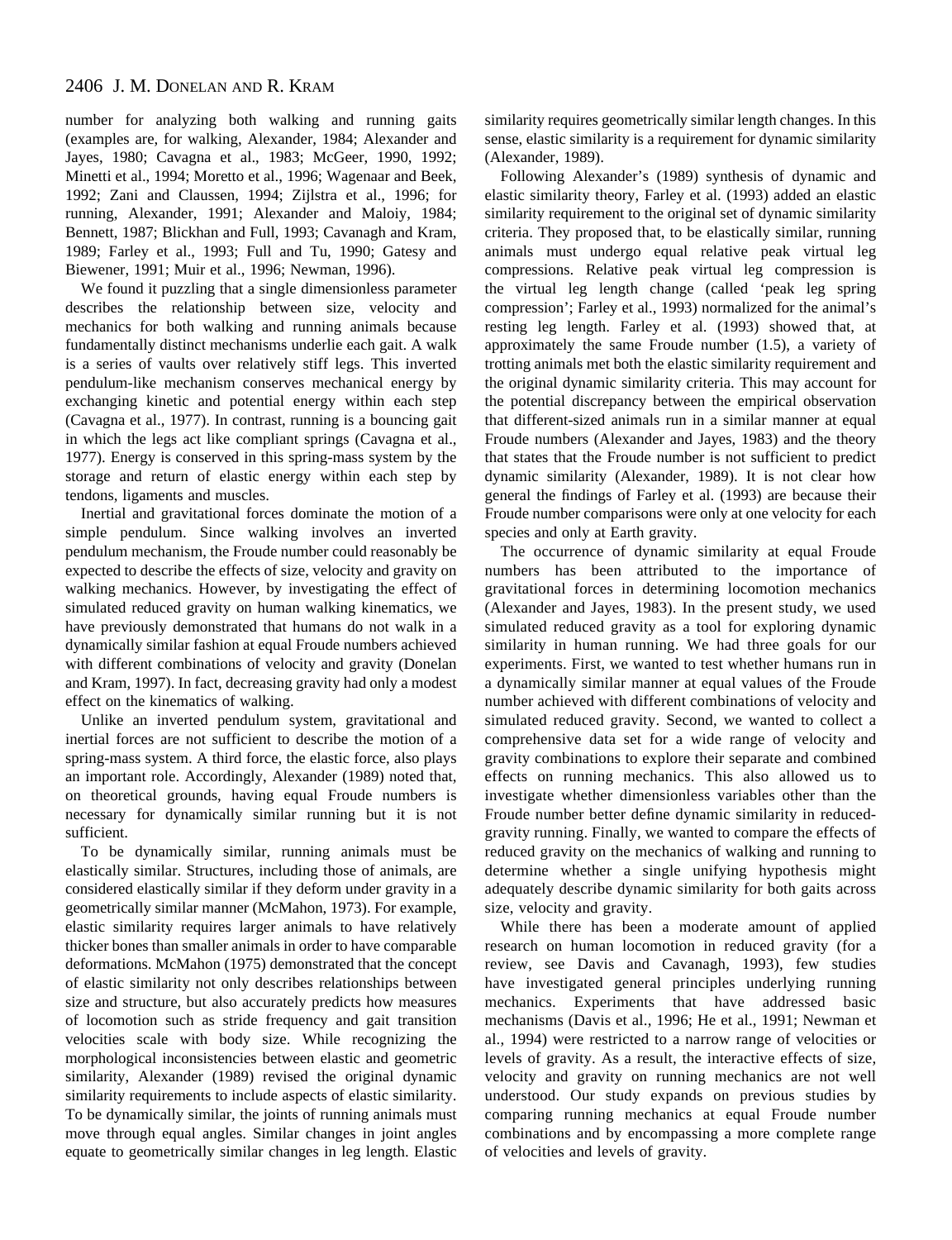number for analyzing both walking and running gaits (examples are, for walking, Alexander, 1984; Alexander and Jayes, 1980; Cavagna et al., 1983; McGeer, 1990, 1992; Minetti et al., 1994; Moretto et al., 1996; Wagenaar and Beek, 1992; Zani and Claussen, 1994; Zijlstra et al., 1996; for running, Alexander, 1991; Alexander and Maloiy, 1984; Bennett, 1987; Blickhan and Full, 1993; Cavanagh and Kram, 1989; Farley et al., 1993; Full and Tu, 1990; Gatesy and Biewener, 1991; Muir et al., 1996; Newman, 1996).

We found it puzzling that a single dimensionless parameter describes the relationship between size, velocity and mechanics for both walking and running animals because fundamentally distinct mechanisms underlie each gait. A walk is a series of vaults over relatively stiff legs. This inverted pendulum-like mechanism conserves mechanical energy by exchanging kinetic and potential energy within each step (Cavagna et al., 1977). In contrast, running is a bouncing gait in which the legs act like compliant springs (Cavagna et al., 1977). Energy is conserved in this spring-mass system by the storage and return of elastic energy within each step by tendons, ligaments and muscles.

Inertial and gravitational forces dominate the motion of a simple pendulum. Since walking involves an inverted pendulum mechanism, the Froude number could reasonably be expected to describe the effects of size, velocity and gravity on walking mechanics. However, by investigating the effect of simulated reduced gravity on human walking kinematics, we have previously demonstrated that humans do not walk in a dynamically similar fashion at equal Froude numbers achieved with different combinations of velocity and gravity (Donelan and Kram, 1997). In fact, decreasing gravity had only a modest effect on the kinematics of walking.

Unlike an inverted pendulum system, gravitational and inertial forces are not sufficient to describe the motion of a spring-mass system. A third force, the elastic force, also plays an important role. Accordingly, Alexander (1989) noted that, on theoretical grounds, having equal Froude numbers is necessary for dynamically similar running but it is not sufficient.

To be dynamically similar, running animals must be elastically similar. Structures, including those of animals, are considered elastically similar if they deform under gravity in a geometrically similar manner (McMahon, 1973). For example, elastic similarity requires larger animals to have relatively thicker bones than smaller animals in order to have comparable deformations. McMahon (1975) demonstrated that the concept of elastic similarity not only describes relationships between size and structure, but also accurately predicts how measures of locomotion such as stride frequency and gait transition velocities scale with body size. While recognizing the morphological inconsistencies between elastic and geometric similarity, Alexander (1989) revised the original dynamic similarity requirements to include aspects of elastic similarity. To be dynamically similar, the joints of running animals must move through equal angles. Similar changes in joint angles equate to geometrically similar changes in leg length. Elastic similarity requires geometrically similar length changes. In this sense, elastic similarity is a requirement for dynamic similarity (Alexander, 1989).

Following Alexander's (1989) synthesis of dynamic and elastic similarity theory, Farley et al. (1993) added an elastic similarity requirement to the original set of dynamic similarity criteria. They proposed that, to be elastically similar, running animals must undergo equal relative peak virtual leg compressions. Relative peak virtual leg compression is the virtual leg length change (called 'peak leg spring compression'; Farley et al., 1993) normalized for the animal's resting leg length. Farley et al. (1993) showed that, at approximately the same Froude number (1.5), a variety of trotting animals met both the elastic similarity requirement and the original dynamic similarity criteria. This may account for the potential discrepancy between the empirical observation that different-sized animals run in a similar manner at equal Froude numbers (Alexander and Jayes, 1983) and the theory that states that the Froude number is not sufficient to predict dynamic similarity (Alexander, 1989). It is not clear how general the findings of Farley et al. (1993) are because their Froude number comparisons were only at one velocity for each species and only at Earth gravity.

The occurrence of dynamic similarity at equal Froude numbers has been attributed to the importance of gravitational forces in determining locomotion mechanics (Alexander and Jayes, 1983). In the present study, we used simulated reduced gravity as a tool for exploring dynamic similarity in human running. We had three goals for our experiments. First, we wanted to test whether humans run in a dynamically similar manner at equal values of the Froude number achieved with different combinations of velocity and simulated reduced gravity. Second, we wanted to collect a comprehensive data set for a wide range of velocity and gravity combinations to explore their separate and combined effects on running mechanics. This also allowed us to investigate whether dimensionless variables other than the Froude number better define dynamic similarity in reduced-gravity running. Finally, we wanted to compare the effects of reduced gravity on the mechanics of walking and running to determine whether a single unifying hypothesis might adequately describe dynamic similarity for both gaits across size, velocity and gravity.

While there has been a moderate amount of applied research on human locomotion in reduced gravity (for a review, see Davis and Cavanagh, 1993), few studies have investigated general principles underlying running mechanics. Experiments that have addressed basic mechanisms (Davis et al., 1996; He et al., 1991; Newman et al., 1994) were restricted to a narrow range of velocities or levels of gravity. As a result, the interactive effects of size, velocity and gravity on running mechanics are not well understood. Our study expands on previous studies by comparing running mechanics at equal Froude number combinations and by encompassing a more complete range of velocities and levels of gravity.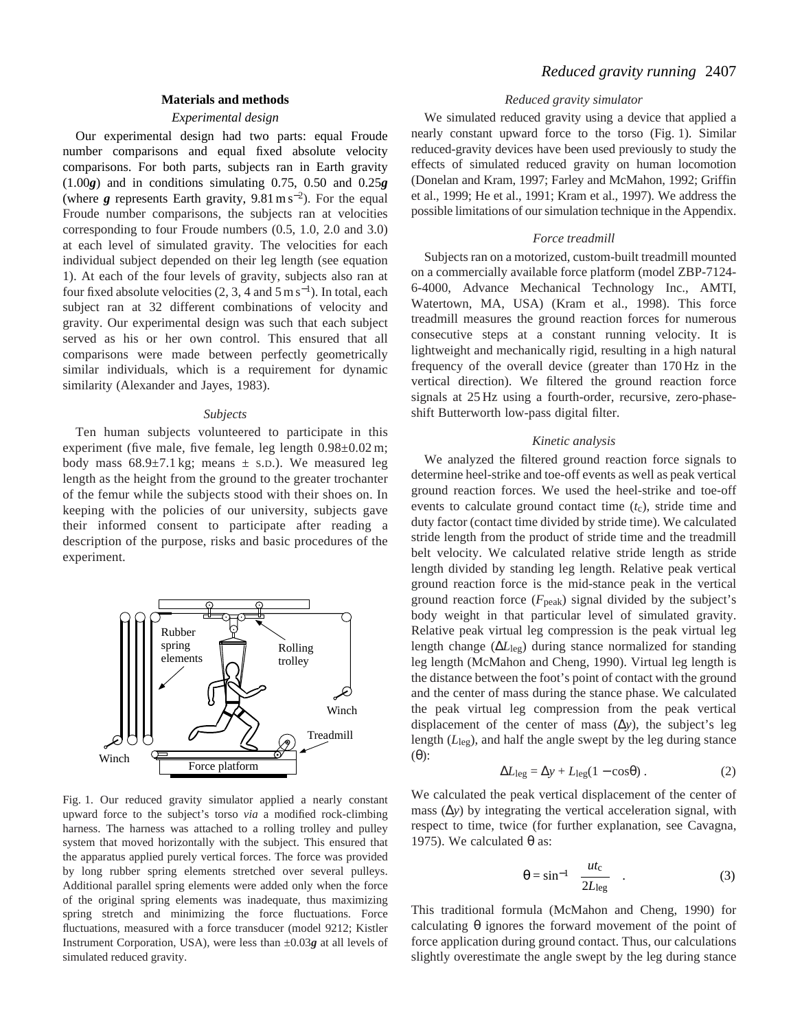## Materials and methods

### *Experimental design*

Our experimental design had two parts: equal Froude number comparisons and equal fixed absolute velocity comparisons. For both parts, subjects ran in Earth gravity (1.00***g***) and in conditions simulating 0.75, 0.50 and 0.25***g*** (where ***g*** represents Earth gravity, $9.81\,\mathrm{m\,s^{-2}}$). For the equal Froude number comparisons, the subjects ran at velocities corresponding to four Froude numbers (0.5, 1.0, 2.0 and 3.0) at each level of simulated gravity. The velocities for each individual subject depended on their leg length (see equation 1). At each of the four levels of gravity, subjects also ran at four fixed absolute velocities (2, 3, 4 and $5\,\mathrm{m\,s^{-1}}$). In total, each subject ran at 32 different combinations of velocity and gravity. Our experimental design was such that each subject served as his or her own control. This ensured that all comparisons were made between perfectly geometrically similar individuals, which is a requirement for dynamic similarity (Alexander and Jayes, 1983).

### *Subjects*

Ten human subjects volunteered to participate in this experiment (five male, five female, leg length 0.98±0.02 m; body mass 68.9±7.1 kg; means ± S.D.). We measured leg length as the height from the ground to the greater trochanter of the femur while the subjects stood with their shoes on. In keeping with the policies of our university, subjects gave their informed consent to participate after reading a description of the purpose, risks and basic procedures of the experiment.

Fig. 1. Our reduced gravity simulator applied a nearly constant upward force to the subject's torso *via* a modified rock-climbing harness. The harness was attached to a rolling trolley and pulley system that moved horizontally with the subject. This ensured that the apparatus applied purely vertical forces. The force was provided by long rubber spring elements stretched over several pulleys. Additional parallel spring elements were added only when the force of the original spring elements was inadequate, thus maximizing spring stretch and minimizing the force fluctuations. Force fluctuations, measured with a force transducer (model 9212; Kistler Instrument Corporation, USA), were less than ±0.03***g*** at all levels of simulated reduced gravity.

### *Reduced gravity simulator*

We simulated reduced gravity using a device that applied a nearly constant upward force to the torso (Fig. 1). Similar reduced-gravity devices have been used previously to study the effects of simulated reduced gravity on human locomotion (Donelan and Kram, 1997; Farley and McMahon, 1992; Griffin et al., 1999; He et al., 1991; Kram et al., 1997). We address the possible limitations of our simulation technique in the Appendix.

### *Force treadmill*

Subjects ran on a motorized, custom-built treadmill mounted on a commercially available force platform (model ZBP-7124-6-4000, Advance Mechanical Technology Inc., AMTI, Watertown, MA, USA) (Kram et al., 1998). This force treadmill measures the ground reaction forces for numerous consecutive steps at a constant running velocity. It is lightweight and mechanically rigid, resulting in a high natural frequency of the overall device (greater than 170 Hz in the vertical direction). We filtered the ground reaction force signals at 25 Hz using a fourth-order, recursive, zero-phase-shift Butterworth low-pass digital filter.

### *Kinetic analysis*

We analyzed the filtered ground reaction force signals to determine heel-strike and toe-off events as well as peak vertical ground reaction forces. We used the heel-strike and toe-off events to calculate ground contact time ($t_c$), stride time and duty factor (contact time divided by stride time). We calculated stride length from the product of stride time and the treadmill belt velocity. We calculated relative stride length as stride length divided by standing leg length. Relative peak vertical ground reaction force is the mid-stance peak in the vertical ground reaction force ($F_{peak}$) signal divided by the subject's body weight in that particular level of simulated gravity. Relative peak virtual leg compression is the peak virtual leg length change ($\Delta L_{leg}$) during stance normalized for standing leg length (McMahon and Cheng, 1990). Virtual leg length is the distance between the foot's point of contact with the ground and the center of mass during the stance phase. We calculated the peak virtual leg compression from the peak vertical displacement of the center of mass ($\Delta y$), the subject's leg length ($L_{leg}$), and half the angle swept by the leg during stance ($\theta$):

$$\Delta L_{leg} = \Delta y + L_{leg}(1 - \cos\theta)\,. \tag{2}$$

We calculated the peak vertical displacement of the center of mass ($\Delta y$) by integrating the vertical acceleration signal, with respect to time, twice (for further explanation, see Cavagna, 1975). We calculated $\theta$ as:

$$\theta = \sin^{-1}\left(\frac{ut_c}{2L_{leg}}\right)\,. \tag{3}$$

This traditional formula (McMahon and Cheng, 1990) for calculating $\theta$ ignores the forward movement of the point of force application during ground contact. Thus, our calculations slightly overestimate the angle swept by the leg during stance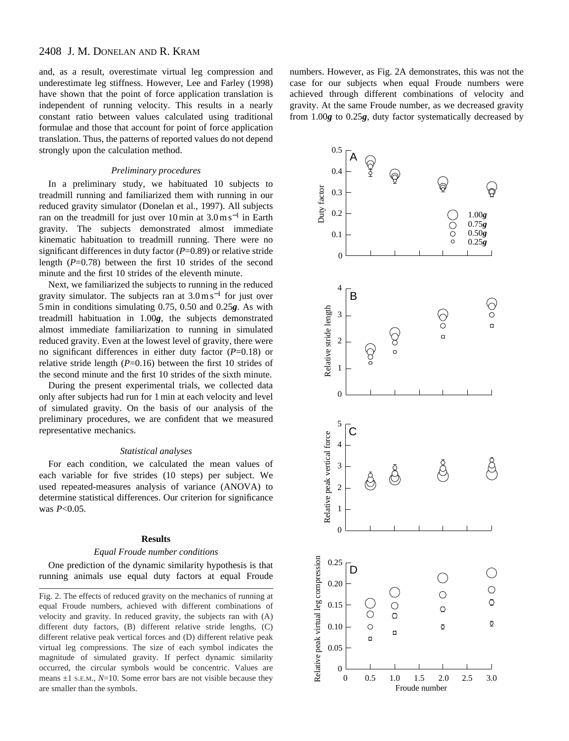and, as a result, overestimate virtual leg compression and underestimate leg stiffness. However, Lee and Farley (1998) have shown that the point of force application translation is independent of running velocity. This results in a nearly constant ratio between values calculated using traditional formulae and those that account for point of force application translation. Thus, the patterns of reported values do not depend strongly upon the calculation method.

### *Preliminary procedures*

In a preliminary study, we habituated 10 subjects to treadmill running and familiarized them with running in our reduced gravity simulator (Donelan et al., 1997). All subjects ran on the treadmill for just over 10 min at $3.0\,\mathrm{m\,s^{-1}}$ in Earth gravity. The subjects demonstrated almost immediate kinematic habituation to treadmill running. There were no significant differences in duty factor ($P$=0.89) or relative stride length ($P$=0.78) between the first 10 strides of the second minute and the first 10 strides of the eleventh minute.

Next, we familiarized the subjects to running in the reduced gravity simulator. The subjects ran at $3.0\,\mathrm{m\,s^{-1}}$ for just over 5 min in conditions simulating 0.75, 0.50 and 0.25***g***. As with treadmill habituation in 1.00***g***, the subjects demonstrated almost immediate familiarization to running in simulated reduced gravity. Even at the lowest level of gravity, there were no significant differences in either duty factor ($P$=0.18) or relative stride length ($P$=0.16) between the first 10 strides of the second minute and the first 10 strides of the sixth minute.

During the present experimental trials, we collected data only after subjects had run for 1 min at each velocity and level of simulated gravity. On the basis of our analysis of the preliminary procedures, we are confident that we measured representative mechanics.

### *Statistical analyses*

For each condition, we calculated the mean values of each variable for five strides (10 steps) per subject. We used repeated-measures analysis of variance (ANOVA) to determine statistical differences. Our criterion for significance was $P$<0.05.

## Results

### *Equal Froude number conditions*

One prediction of the dynamic similarity hypothesis is that running animals use equal duty factors at equal Froude numbers. However, as Fig. 2A demonstrates, this was not the case for our subjects when equal Froude numbers were achieved through different combinations of velocity and gravity. At the same Froude number, as we decreased gravity from 1.00***g*** to 0.25***g***, duty factor systematically decreased by

Fig. 2. The effects of reduced gravity on the mechanics of running at equal Froude numbers, achieved with different combinations of velocity and gravity. In reduced gravity, the subjects ran with (A) different duty factors, (B) different relative stride lengths, (C) different relative peak vertical forces and (D) different relative peak virtual leg compressions. The size of each symbol indicates the magnitude of simulated gravity. If perfect dynamic similarity occurred, the circular symbols would be concentric. Values are means ±1 S.E.M., $N$=10. Some error bars are not visible because they are smaller than the symbols.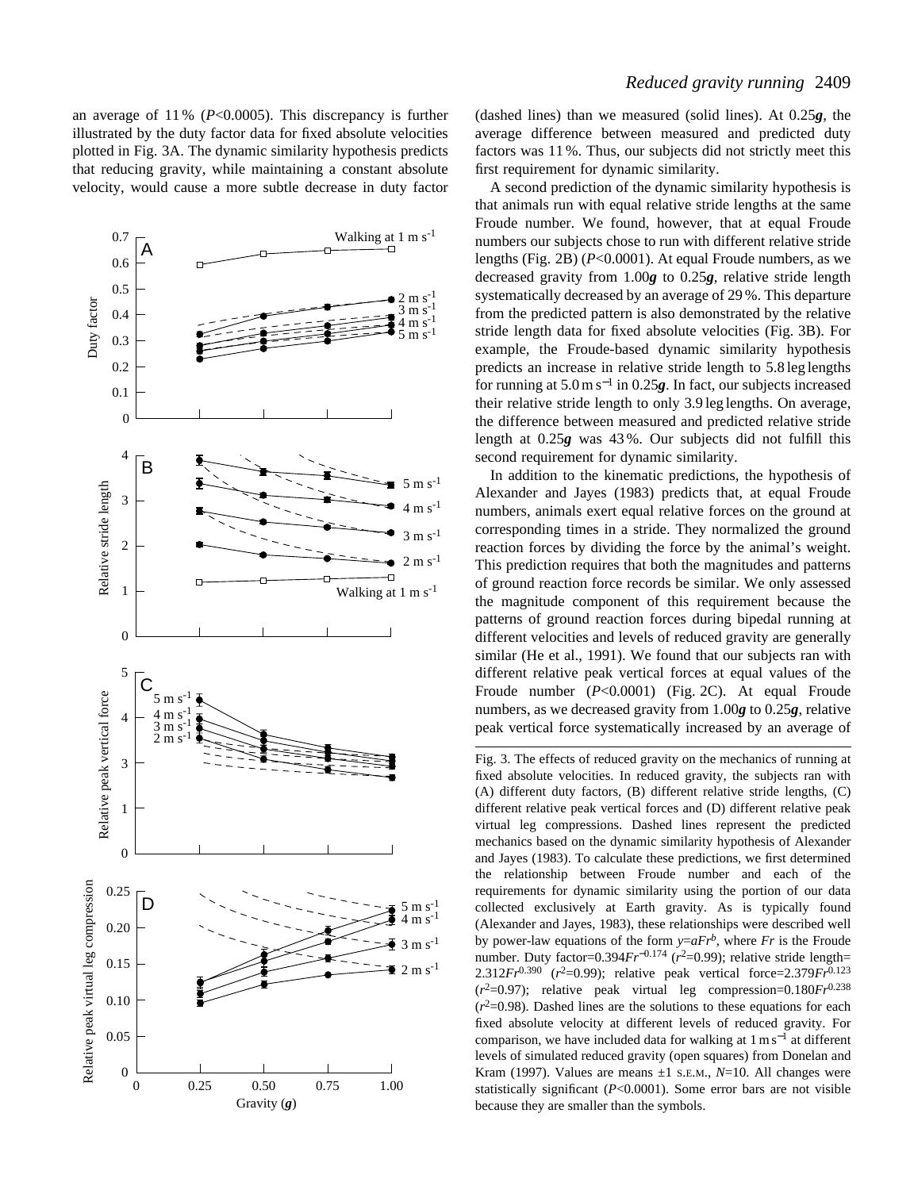an average of 11 % ($P$<0.0005). This discrepancy is further illustrated by the duty factor data for fixed absolute velocities plotted in Fig. 3A. The dynamic similarity hypothesis predicts that reducing gravity, while maintaining a constant absolute velocity, would cause a more subtle decrease in duty factor (dashed lines) than we measured (solid lines). At 0.25***g***, the average difference between measured and predicted duty factors was 11 %. Thus, our subjects did not strictly meet this first requirement for dynamic similarity.

A second prediction of the dynamic similarity hypothesis is that animals run with equal relative stride lengths at the same Froude number. We found, however, that at equal Froude numbers our subjects chose to run with different relative stride lengths (Fig. 2B) ($P$<0.0001). At equal Froude numbers, as we decreased gravity from 1.00***g*** to 0.25***g***, relative stride length systematically decreased by an average of 29 %. This departure from the predicted pattern is also demonstrated by the relative stride length data for fixed absolute velocities (Fig. 3B). For example, the Froude-based dynamic similarity hypothesis predicts an increase in relative stride length to 5.8 leg lengths for running at 5.0 m s$^{-1}$ in 0.25***g***. In fact, our subjects increased their relative stride length to only 3.9 leg lengths. On average, the difference between measured and predicted relative stride length at 0.25***g*** was 43 %. Our subjects did not fulfill this second requirement for dynamic similarity.

In addition to the kinematic predictions, the hypothesis of Alexander and Jayes (1983) predicts that, at equal Froude numbers, animals exert equal relative forces on the ground at corresponding times in a stride. They normalized the ground reaction forces by dividing the force by the animal's weight. This prediction requires that both the magnitudes and patterns of ground reaction force records be similar. We only assessed the magnitude component of this requirement because the patterns of ground reaction forces during bipedal running at different velocities and levels of reduced gravity are generally similar (He et al., 1991). We found that our subjects ran with different relative peak vertical forces at equal values of the Froude number ($P$<0.0001) (Fig. 2C). At equal Froude numbers, as we decreased gravity from 1.00***g*** to 0.25***g***, relative peak vertical force systematically increased by an average of

Fig. 3. The effects of reduced gravity on the mechanics of running at fixed absolute velocities. In reduced gravity, the subjects ran with (A) different duty factors, (B) different relative stride lengths, (C) different relative peak vertical forces and (D) different relative peak virtual leg compressions. Dashed lines represent the predicted mechanics based on the dynamic similarity hypothesis of Alexander and Jayes (1983). To calculate these predictions, we first determined the relationship between Froude number and each of the requirements for dynamic similarity using the portion of our data collected exclusively at Earth gravity. As is typically found (Alexander and Jayes, 1983), these relationships were described well by power-law equations of the form $y=aFr^b$, where $Fr$ is the Froude number. Duty factor=$0.394Fr^{-0.174}$ ($r^2$=0.99); relative stride length=$2.312Fr^{0.390}$ ($r^2$=0.99); relative peak vertical force=$2.379Fr^{0.123}$ ($r^2$=0.97); relative peak virtual leg compression=$0.180Fr^{0.238}$ ($r^2$=0.98). Dashed lines are the solutions to these equations for each fixed absolute velocity at different levels of reduced gravity. For comparison, we have included data for walking at 1 m s$^{-1}$ at different levels of simulated reduced gravity (open squares) from Donelan and Kram (1997). Values are means ±1 S.E.M., $N$=10. All changes were statistically significant ($P$<0.0001). Some error bars are not visible because they are smaller than the symbols.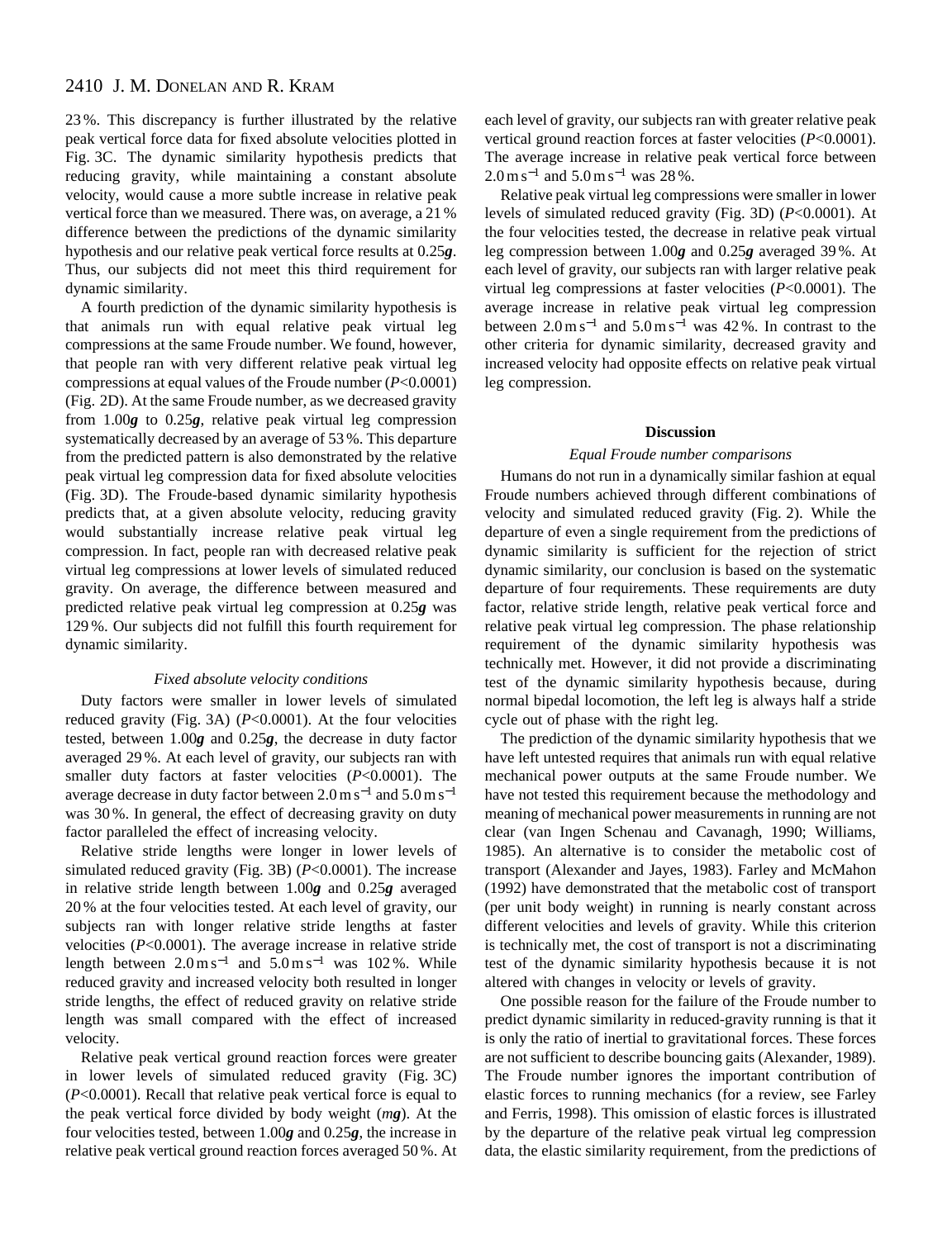23 %. This discrepancy is further illustrated by the relative peak vertical force data for fixed absolute velocities plotted in Fig. 3C. The dynamic similarity hypothesis predicts that reducing gravity, while maintaining a constant absolute velocity, would cause a more subtle increase in relative peak vertical force than we measured. There was, on average, a 21 % difference between the predictions of the dynamic similarity hypothesis and our relative peak vertical force results at 0.25***g***. Thus, our subjects did not meet this third requirement for dynamic similarity.

A fourth prediction of the dynamic similarity hypothesis is that animals run with equal relative peak virtual leg compressions at the same Froude number. We found, however, that people ran with very different relative peak virtual leg compressions at equal values of the Froude number ($P<0.0001$) (Fig. 2D). At the same Froude number, as we decreased gravity from 1.00***g*** to 0.25***g***, relative peak virtual leg compression systematically decreased by an average of 53 %. This departure from the predicted pattern is also demonstrated by the relative peak virtual leg compression data for fixed absolute velocities (Fig. 3D). The Froude-based dynamic similarity hypothesis predicts that, at a given absolute velocity, reducing gravity would substantially increase relative peak virtual leg compression. In fact, people ran with decreased relative peak virtual leg compressions at lower levels of simulated reduced gravity. On average, the difference between measured and predicted relative peak virtual leg compression at 0.25***g*** was 129 %. Our subjects did not fulfill this fourth requirement for dynamic similarity.

### *Fixed absolute velocity conditions*

Duty factors were smaller in lower levels of simulated reduced gravity (Fig. 3A) ($P<0.0001$). At the four velocities tested, between 1.00***g*** and 0.25***g***, the decrease in duty factor averaged 29 %. At each level of gravity, our subjects ran with smaller duty factors at faster velocities ($P<0.0001$). The average decrease in duty factor between $2.0\,\mathrm{m\,s^{-1}}$ and $5.0\,\mathrm{m\,s^{-1}}$ was 30 %. In general, the effect of decreasing gravity on duty factor paralleled the effect of increasing velocity.

Relative stride lengths were longer in lower levels of simulated reduced gravity (Fig. 3B) ($P<0.0001$). The increase in relative stride length between 1.00***g*** and 0.25***g*** averaged 20 % at the four velocities tested. At each level of gravity, our subjects ran with longer relative stride lengths at faster velocities ($P<0.0001$). The average increase in relative stride length between $2.0\,\mathrm{m\,s^{-1}}$ and $5.0\,\mathrm{m\,s^{-1}}$ was 102 %. While reduced gravity and increased velocity both resulted in longer stride lengths, the effect of reduced gravity on relative stride length was small compared with the effect of increased velocity.

Relative peak vertical ground reaction forces were greater in lower levels of simulated reduced gravity (Fig. 3C) ($P<0.0001$). Recall that relative peak vertical force is equal to the peak vertical force divided by body weight ($mg$). At the four velocities tested, between 1.00***g*** and 0.25***g***, the increase in relative peak vertical ground reaction forces averaged 50 %. At each level of gravity, our subjects ran with greater relative peak vertical ground reaction forces at faster velocities ($P<0.0001$). The average increase in relative peak vertical force between $2.0\,\mathrm{m\,s^{-1}}$ and $5.0\,\mathrm{m\,s^{-1}}$ was 28 %.

Relative peak virtual leg compressions were smaller in lower levels of simulated reduced gravity (Fig. 3D) ($P<0.0001$). At the four velocities tested, the decrease in relative peak virtual leg compression between 1.00***g*** and 0.25***g*** averaged 39 %. At each level of gravity, our subjects ran with larger relative peak virtual leg compressions at faster velocities ($P<0.0001$). The average increase in relative peak virtual leg compression between $2.0\,\mathrm{m\,s^{-1}}$ and $5.0\,\mathrm{m\,s^{-1}}$ was 42 %. In contrast to the other criteria for dynamic similarity, decreased gravity and increased velocity had opposite effects on relative peak virtual leg compression.

## Discussion

### *Equal Froude number comparisons*

Humans do not run in a dynamically similar fashion at equal Froude numbers achieved through different combinations of velocity and simulated reduced gravity (Fig. 2). While the departure of even a single requirement from the predictions of dynamic similarity is sufficient for the rejection of strict dynamic similarity, our conclusion is based on the systematic departure of four requirements. These requirements are duty factor, relative stride length, relative peak vertical force and relative peak virtual leg compression. The phase relationship requirement of the dynamic similarity hypothesis was technically met. However, it did not provide a discriminating test of the dynamic similarity hypothesis because, during normal bipedal locomotion, the left leg is always half a stride cycle out of phase with the right leg.

The prediction of the dynamic similarity hypothesis that we have left untested requires that animals run with equal relative mechanical power outputs at the same Froude number. We have not tested this requirement because the methodology and meaning of mechanical power measurements in running are not clear (van Ingen Schenau and Cavanagh, 1990; Williams, 1985). An alternative is to consider the metabolic cost of transport (Alexander and Jayes, 1983). Farley and McMahon (1992) have demonstrated that the metabolic cost of transport (per unit body weight) in running is nearly constant across different velocities and levels of gravity. While this criterion is technically met, the cost of transport is not a discriminating test of the dynamic similarity hypothesis because it is not altered with changes in velocity or levels of gravity.

One possible reason for the failure of the Froude number to predict dynamic similarity in reduced-gravity running is that it is only the ratio of inertial to gravitational forces. These forces are not sufficient to describe bouncing gaits (Alexander, 1989). The Froude number ignores the important contribution of elastic forces to running mechanics (for a review, see Farley and Ferris, 1998). This omission of elastic forces is illustrated by the departure of the relative peak virtual leg compression data, the elastic similarity requirement, from the predictions of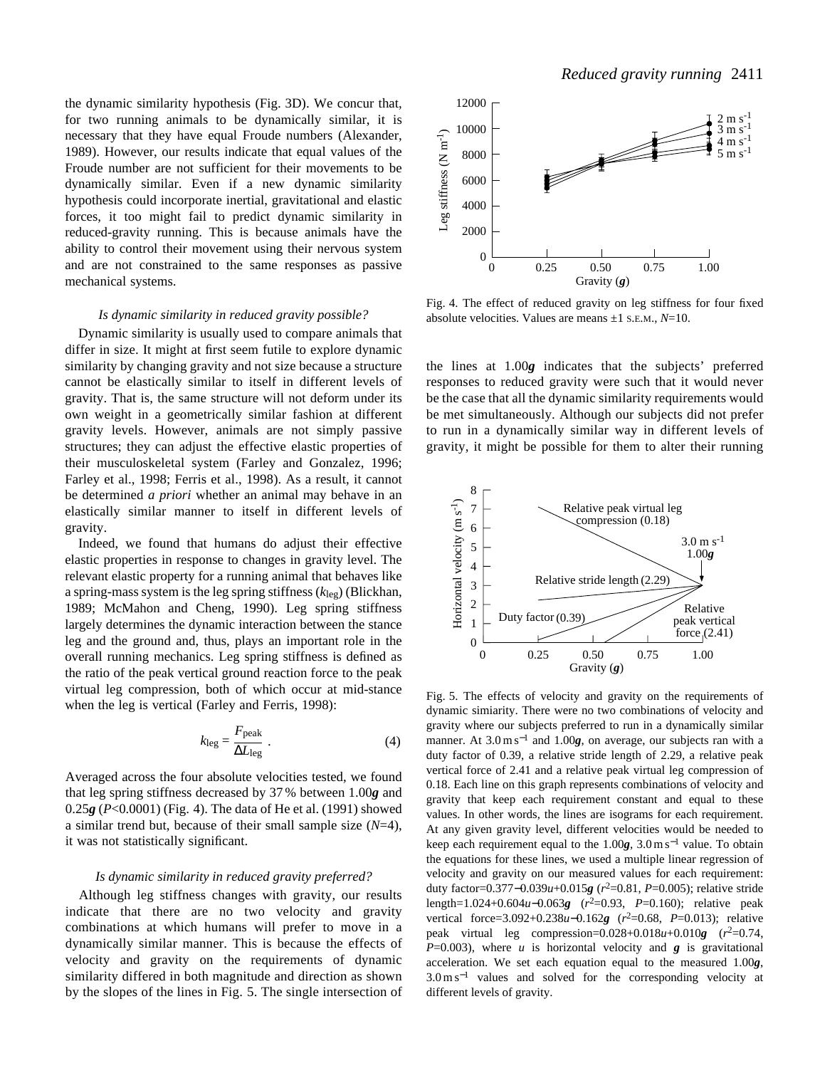the dynamic similarity hypothesis (Fig. 3D). We concur that, for two running animals to be dynamically similar, it is necessary that they have equal Froude numbers (Alexander, 1989). However, our results indicate that equal values of the Froude number are not sufficient for their movements to be dynamically similar. Even if a new dynamic similarity hypothesis could incorporate inertial, gravitational and elastic forces, it too might fail to predict dynamic similarity in reduced-gravity running. This is because animals have the ability to control their movement using their nervous system and are not constrained to the same responses as passive mechanical systems.

### *Is dynamic similarity in reduced gravity possible?*

Dynamic similarity is usually used to compare animals that differ in size. It might at first seem futile to explore dynamic similarity by changing gravity and not size because a structure cannot be elastically similar to itself in different levels of gravity. That is, the same structure will not deform under its own weight in a geometrically similar fashion at different gravity levels. However, animals are not simply passive structures; they can adjust the effective elastic properties of their musculoskeletal system (Farley and Gonzalez, 1996; Farley et al., 1998; Ferris et al., 1998). As a result, it cannot be determined *a priori* whether an animal may behave in an elastically similar manner to itself in different levels of gravity.

Indeed, we found that humans do adjust their effective elastic properties in response to changes in gravity level. The relevant elastic property for a running animal that behaves like a spring-mass system is the leg spring stiffness ($k_{leg}$) (Blickhan, 1989; McMahon and Cheng, 1990). Leg spring stiffness largely determines the dynamic interaction between the stance leg and the ground and, thus, plays an important role in the overall running mechanics. Leg spring stiffness is defined as the ratio of the peak vertical ground reaction force to the peak virtual leg compression, both of which occur at mid-stance when the leg is vertical (Farley and Ferris, 1998):

$$k_{leg} = \frac{F_{peak}}{\Delta L_{leg}} \,. \tag{4}$$

Averaged across the four absolute velocities tested, we found that leg spring stiffness decreased by 37 % between 1.00$\boldsymbol{g}$ and 0.25$\boldsymbol{g}$ ($P$<0.0001) (Fig. 4). The data of He et al. (1991) showed a similar trend but, because of their small sample size ($N$=4), it was not statistically significant.

### *Is dynamic similarity in reduced gravity preferred?*

Although leg stiffness changes with gravity, our results indicate that there are no two velocity and gravity combinations at which humans will prefer to move in a dynamically similar manner. This is because the effects of velocity and gravity on the requirements of dynamic similarity differed in both magnitude and direction as shown by the slopes of the lines in Fig. 5. The single intersection of the lines at 1.00$\boldsymbol{g}$ indicates that the subjects' preferred responses to reduced gravity were such that it would never be the case that all the dynamic similarity requirements would be met simultaneously. Although our subjects did not prefer to run in a dynamically similar way in different levels of gravity, it might be possible for them to alter their running

Fig. 4. The effect of reduced gravity on leg stiffness for four fixed absolute velocities. Values are means ±1 S.E.M., $N$=10.

Fig. 5. The effects of velocity and gravity on the requirements of dynamic simiarity. There were no two combinations of velocity and gravity where our subjects preferred to run in a dynamically similar manner. At 3.0 m s$^{-1}$ and 1.00$\boldsymbol{g}$, on average, our subjects ran with a duty factor of 0.39, a relative stride length of 2.29, a relative peak vertical force of 2.41 and a relative peak virtual leg compression of 0.18. Each line on this graph represents combinations of velocity and gravity that keep each requirement constant and equal to these values. In other words, the lines are isograms for each requirement. At any given gravity level, different velocities would be needed to keep each requirement equal to the 1.00$\boldsymbol{g}$, 3.0 m s$^{-1}$ value. To obtain the equations for these lines, we used a multiple linear regression of velocity and gravity on our measured values for each requirement: duty factor=0.377−0.039$u$+0.015$\boldsymbol{g}$ ($r^2$=0.81, $P$=0.005); relative stride length=1.024+0.604$u$−0.063$\boldsymbol{g}$ ($r^2$=0.93, $P$=0.160); relative peak vertical force=3.092+0.238$u$−0.162$\boldsymbol{g}$ ($r^2$=0.68, $P$=0.013); relative peak virtual leg compression=0.028+0.018$u$+0.010$\boldsymbol{g}$ ($r^2$=0.74, $P$=0.003), where $u$ is horizontal velocity and $\boldsymbol{g}$ is gravitational acceleration. We set each equation equal to the measured 1.00$\boldsymbol{g}$, 3.0 m s$^{-1}$ values and solved for the corresponding velocity at different levels of gravity.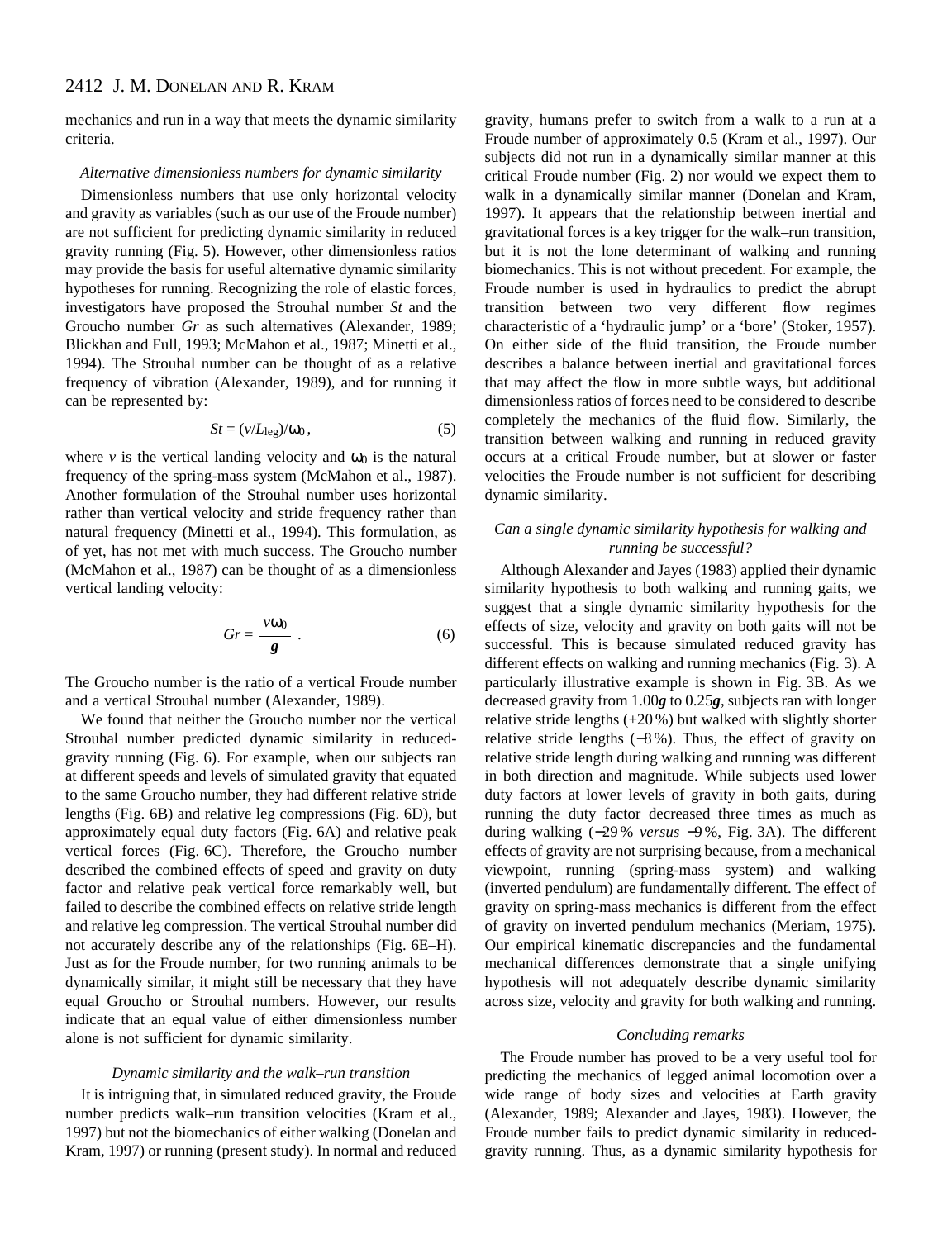mechanics and run in a way that meets the dynamic similarity criteria.

### *Alternative dimensionless numbers for dynamic similarity*

Dimensionless numbers that use only horizontal velocity and gravity as variables (such as our use of the Froude number) are not sufficient for predicting dynamic similarity in reduced gravity running (Fig. 5). However, other dimensionless ratios may provide the basis for useful alternative dynamic similarity hypotheses for running. Recognizing the role of elastic forces, investigators have proposed the Strouhal number *St* and the Groucho number *Gr* as such alternatives (Alexander, 1989; Blickhan and Full, 1993; McMahon et al., 1987; Minetti et al., 1994). The Strouhal number can be thought of as a relative frequency of vibration (Alexander, 1989), and for running it can be represented by:

$$St = (v/L_{\text{leg}})/\omega_0\,, \tag{5}$$

where $v$ is the vertical landing velocity and $\omega_0$ is the natural frequency of the spring-mass system (McMahon et al., 1987). Another formulation of the Strouhal number uses horizontal rather than vertical velocity and stride frequency rather than natural frequency (Minetti et al., 1994). This formulation, as of yet, has not met with much success. The Groucho number (McMahon et al., 1987) can be thought of as a dimensionless vertical landing velocity:

$$Gr = \frac{v\omega_0}{\boldsymbol{g}}\,. \tag{6}$$

The Groucho number is the ratio of a vertical Froude number and a vertical Strouhal number (Alexander, 1989).

We found that neither the Groucho number nor the vertical Strouhal number predicted dynamic similarity in reduced-gravity running (Fig. 6). For example, when our subjects ran at different speeds and levels of simulated gravity that equated to the same Groucho number, they had different relative stride lengths (Fig. 6B) and relative leg compressions (Fig. 6D), but approximately equal duty factors (Fig. 6A) and relative peak vertical forces (Fig. 6C). Therefore, the Groucho number described the combined effects of speed and gravity on duty factor and relative peak vertical force remarkably well, but failed to describe the combined effects on relative stride length and relative leg compression. The vertical Strouhal number did not accurately describe any of the relationships (Fig. 6E–H). Just as for the Froude number, for two running animals to be dynamically similar, it might still be necessary that they have equal Groucho or Strouhal numbers. However, our results indicate that an equal value of either dimensionless number alone is not sufficient for dynamic similarity.

### *Dynamic similarity and the walk–run transition*

It is intriguing that, in simulated reduced gravity, the Froude number predicts walk–run transition velocities (Kram et al., 1997) but not the biomechanics of either walking (Donelan and Kram, 1997) or running (present study). In normal and reduced gravity, humans prefer to switch from a walk to a run at a Froude number of approximately 0.5 (Kram et al., 1997). Our subjects did not run in a dynamically similar manner at this critical Froude number (Fig. 2) nor would we expect them to walk in a dynamically similar manner (Donelan and Kram, 1997). It appears that the relationship between inertial and gravitational forces is a key trigger for the walk–run transition, but it is not the lone determinant of walking and running biomechanics. This is not without precedent. For example, the Froude number is used in hydraulics to predict the abrupt transition between two very different flow regimes characteristic of a ‘hydraulic jump’ or a ‘bore’ (Stoker, 1957). On either side of the fluid transition, the Froude number describes a balance between inertial and gravitational forces that may affect the flow in more subtle ways, but additional dimensionless ratios of forces need to be considered to describe completely the mechanics of the fluid flow. Similarly, the transition between walking and running in reduced gravity occurs at a critical Froude number, but at slower or faster velocities the Froude number is not sufficient for describing dynamic similarity.

### *Can a single dynamic similarity hypothesis for walking and running be successful?*

Although Alexander and Jayes (1983) applied their dynamic similarity hypothesis to both walking and running gaits, we suggest that a single dynamic similarity hypothesis for the effects of size, velocity and gravity on both gaits will not be successful. This is because simulated reduced gravity has different effects on walking and running mechanics (Fig. 3). A particularly illustrative example is shown in Fig. 3B. As we decreased gravity from 1.00$\boldsymbol{g}$ to 0.25$\boldsymbol{g}$, subjects ran with longer relative stride lengths (+20 %) but walked with slightly shorter relative stride lengths (−8 %). Thus, the effect of gravity on relative stride length during walking and running was different in both direction and magnitude. While subjects used lower duty factors at lower levels of gravity in both gaits, during running the duty factor decreased three times as much as during walking (−29 % *versus* −9 %, Fig. 3A). The different effects of gravity are not surprising because, from a mechanical viewpoint, running (spring-mass system) and walking (inverted pendulum) are fundamentally different. The effect of gravity on spring-mass mechanics is different from the effect of gravity on inverted pendulum mechanics (Meriam, 1975). Our empirical kinematic discrepancies and the fundamental mechanical differences demonstrate that a single unifying hypothesis will not adequately describe dynamic similarity across size, velocity and gravity for both walking and running.

### *Concluding remarks*

The Froude number has proved to be a very useful tool for predicting the mechanics of legged animal locomotion over a wide range of body sizes and velocities at Earth gravity (Alexander, 1989; Alexander and Jayes, 1983). However, the Froude number fails to predict dynamic similarity in reduced-gravity running. Thus, as a dynamic similarity hypothesis for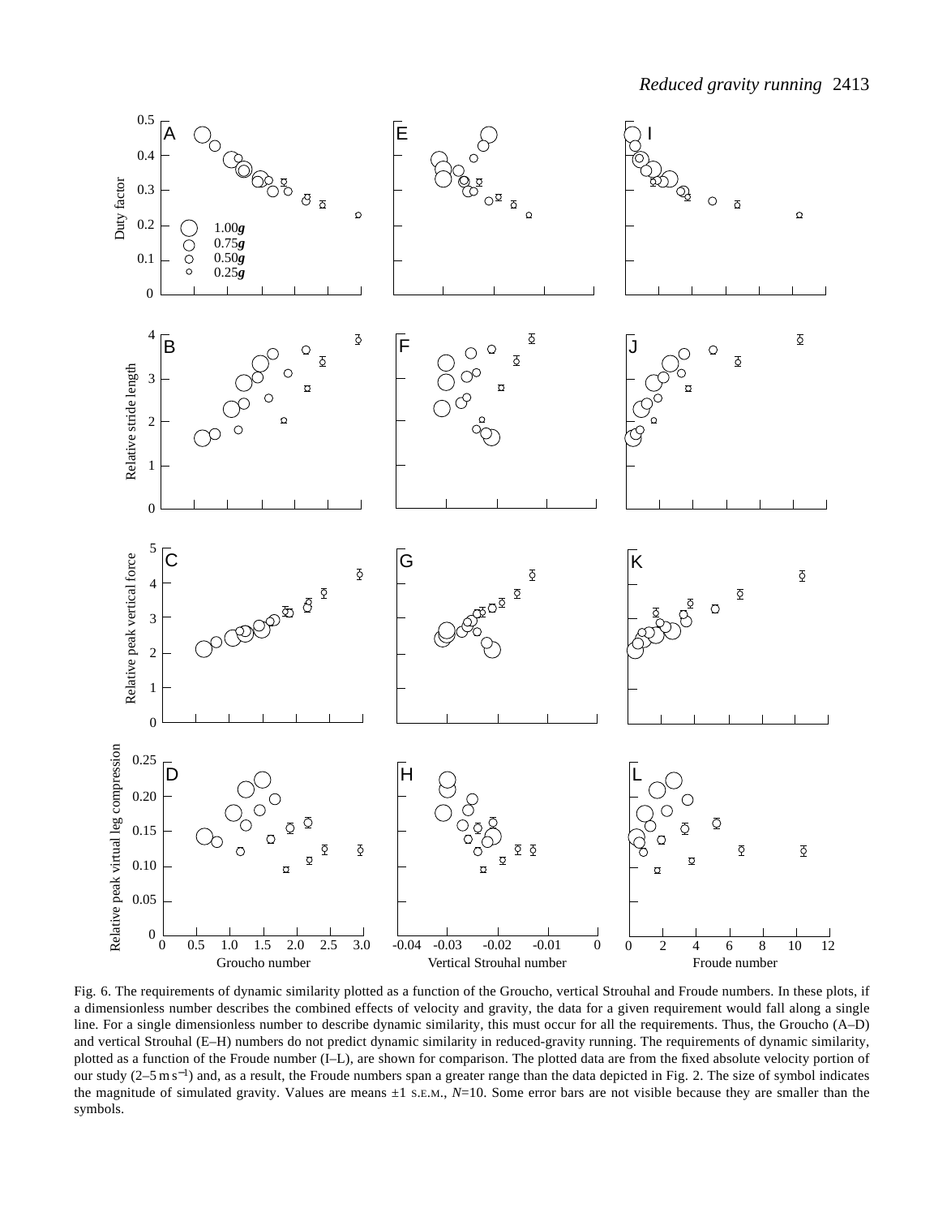Fig. 6. The requirements of dynamic similarity plotted as a function of the Groucho, vertical Strouhal and Froude numbers. In these plots, if a dimensionless number describes the combined effects of velocity and gravity, the data for a given requirement would fall along a single line. For a single dimensionless number to describe dynamic similarity, this must occur for all the requirements. Thus, the Groucho (A–D) and vertical Strouhal (E–H) numbers do not predict dynamic similarity in reduced-gravity running. The requirements of dynamic similarity, plotted as a function of the Froude number (I–L), are shown for comparison. The plotted data are from the fixed absolute velocity portion of our study (2–5 m s$^{-1}$) and, as a result, the Froude numbers span a greater range than the data depicted in Fig. 2. The size of symbol indicates the magnitude of simulated gravity. Values are means ±1 S.E.M., $N$=10. Some error bars are not visible because they are smaller than the symbols.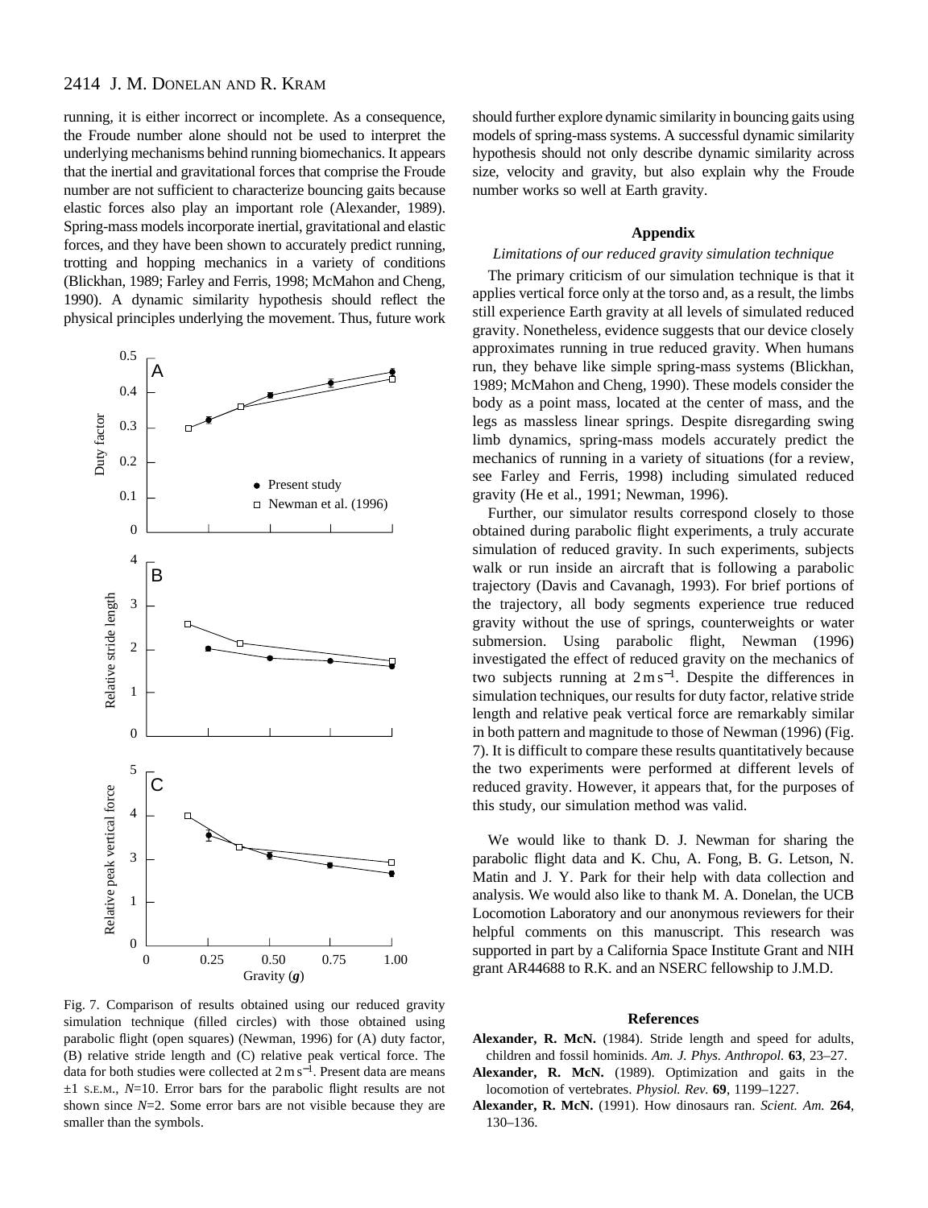running, it is either incorrect or incomplete. As a consequence, the Froude number alone should not be used to interpret the underlying mechanisms behind running biomechanics. It appears that the inertial and gravitational forces that comprise the Froude number are not sufficient to characterize bouncing gaits because elastic forces also play an important role (Alexander, 1989). Spring-mass models incorporate inertial, gravitational and elastic forces, and they have been shown to accurately predict running, trotting and hopping mechanics in a variety of conditions (Blickhan, 1989; Farley and Ferris, 1998; McMahon and Cheng, 1990). A dynamic similarity hypothesis should reflect the physical principles underlying the movement. Thus, future work should further explore dynamic similarity in bouncing gaits using models of spring-mass systems. A successful dynamic similarity hypothesis should not only describe dynamic similarity across size, velocity and gravity, but also explain why the Froude number works so well at Earth gravity.

Fig. 7. Comparison of results obtained using our reduced gravity simulation technique (filled circles) with those obtained using parabolic flight (open squares) (Newman, 1996) for (A) duty factor, (B) relative stride length and (C) relative peak vertical force. The data for both studies were collected at $2\,\mathrm{m\,s^{-1}}$. Present data are means $\pm 1$ S.E.M., $N$=10. Error bars for the parabolic flight results are not shown since $N$=2. Some error bars are not visible because they are smaller than the symbols.

## Appendix

### *Limitations of our reduced gravity simulation technique*

The primary criticism of our simulation technique is that it applies vertical force only at the torso and, as a result, the limbs still experience Earth gravity at all levels of simulated reduced gravity. Nonetheless, evidence suggests that our device closely approximates running in true reduced gravity. When humans run, they behave like simple spring-mass systems (Blickhan, 1989; McMahon and Cheng, 1990). These models consider the body as a point mass, located at the center of mass, and the legs as massless linear springs. Despite disregarding swing limb dynamics, spring-mass models accurately predict the mechanics of running in a variety of situations (for a review, see Farley and Ferris, 1998) including simulated reduced gravity (He et al., 1991; Newman, 1996).

Further, our simulator results correspond closely to those obtained during parabolic flight experiments, a truly accurate simulation of reduced gravity. In such experiments, subjects walk or run inside an aircraft that is following a parabolic trajectory (Davis and Cavanagh, 1993). For brief portions of the trajectory, all body segments experience true reduced gravity without the use of springs, counterweights or water submersion. Using parabolic flight, Newman (1996) investigated the effect of reduced gravity on the mechanics of two subjects running at $2\,\mathrm{m\,s^{-1}}$. Despite the differences in simulation techniques, our results for duty factor, relative stride length and relative peak vertical force are remarkably similar in both pattern and magnitude to those of Newman (1996) (Fig. 7). It is difficult to compare these results quantitatively because the two experiments were performed at different levels of reduced gravity. However, it appears that, for the purposes of this study, our simulation method was valid.

We would like to thank D. J. Newman for sharing the parabolic flight data and K. Chu, A. Fong, B. G. Letson, N. Matin and J. Y. Park for their help with data collection and analysis. We would also like to thank M. A. Donelan, the UCB Locomotion Laboratory and our anonymous reviewers for their helpful comments on this manuscript. This research was supported in part by a California Space Institute Grant and NIH grant AR44688 to R.K. and an NSERC fellowship to J.M.D.

## References

**Alexander, R. McN.** (1984). Stride length and speed for adults, children and fossil hominids. *Am. J. Phys. Anthropol.* **63**, 23–27.

**Alexander, R. McN.** (1989). Optimization and gaits in the locomotion of vertebrates. *Physiol. Rev.* **69**, 1199–1227.

**Alexander, R. McN.** (1991). How dinosaurs ran. *Scient. Am.* **264**, 130–136.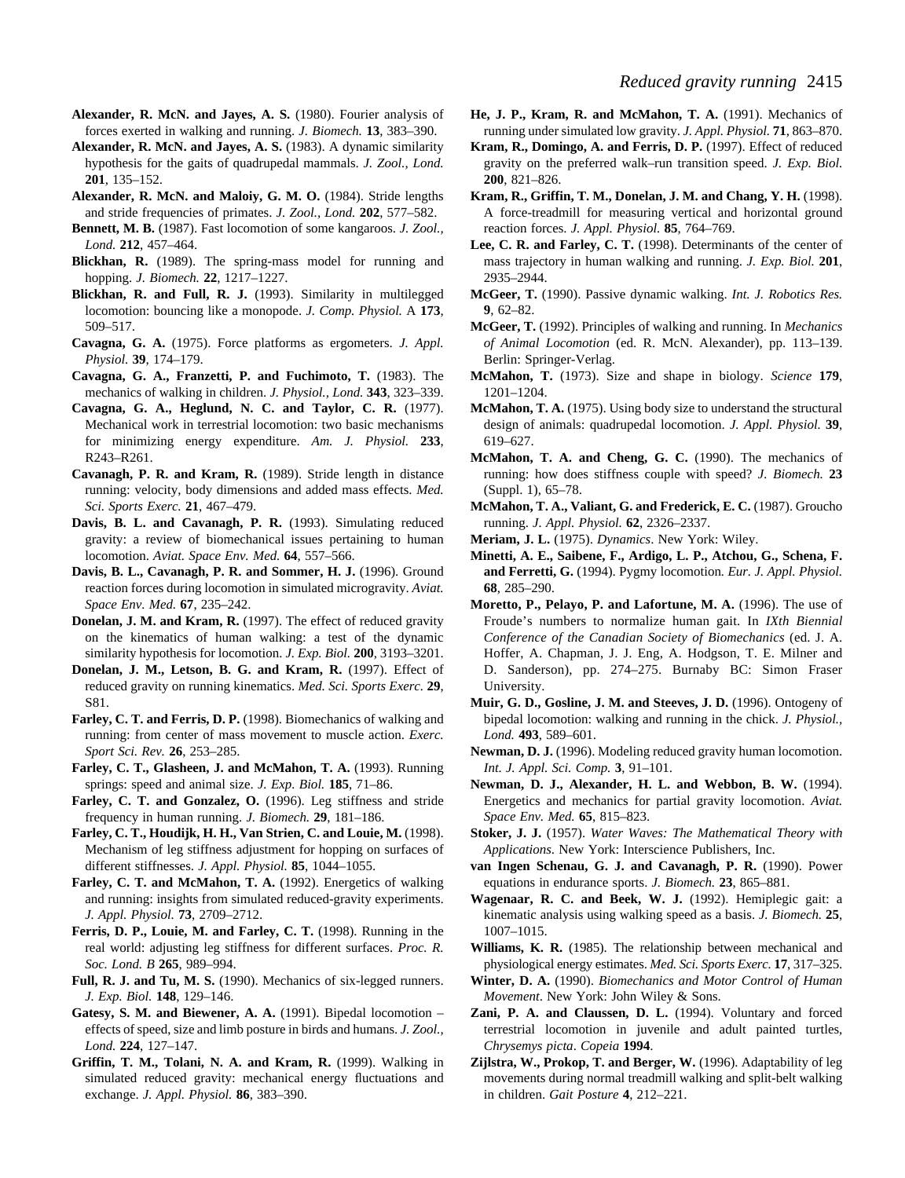**Alexander, R. McN. and Jayes, A. S.** (1980). Fourier analysis of forces exerted in walking and running. *J. Biomech.* **13**, 383–390.

**Alexander, R. McN. and Jayes, A. S.** (1983). A dynamic similarity hypothesis for the gaits of quadrupedal mammals. *J. Zool., Lond.* **201**, 135–152.

**Alexander, R. McN. and Maloiy, G. M. O.** (1984). Stride lengths and stride frequencies of primates. *J. Zool., Lond.* **202**, 577–582.

**Bennett, M. B.** (1987). Fast locomotion of some kangaroos. *J. Zool., Lond.* **212**, 457–464.

**Blickhan, R.** (1989). The spring-mass model for running and hopping. *J. Biomech.* **22**, 1217–1227.

**Blickhan, R. and Full, R. J.** (1993). Similarity in multilegged locomotion: bouncing like a monopode. *J. Comp. Physiol.* A **173**, 509–517.

**Cavagna, G. A.** (1975). Force platforms as ergometers. *J. Appl. Physiol.* **39**, 174–179.

**Cavagna, G. A., Franzetti, P. and Fuchimoto, T.** (1983). The mechanics of walking in children. *J. Physiol., Lond.* **343**, 323–339.

**Cavagna, G. A., Heglund, N. C. and Taylor, C. R.** (1977). Mechanical work in terrestrial locomotion: two basic mechanisms for minimizing energy expenditure. *Am. J. Physiol.* **233**, R243–R261.

**Cavanagh, P. R. and Kram, R.** (1989). Stride length in distance running: velocity, body dimensions and added mass effects. *Med. Sci. Sports Exerc.* **21**, 467–479.

**Davis, B. L. and Cavanagh, P. R.** (1993). Simulating reduced gravity: a review of biomechanical issues pertaining to human locomotion. *Aviat. Space Env. Med.* **64**, 557–566.

**Davis, B. L., Cavanagh, P. R. and Sommer, H. J.** (1996). Ground reaction forces during locomotion in simulated microgravity. *Aviat. Space Env. Med.* **67**, 235–242.

**Donelan, J. M. and Kram, R.** (1997). The effect of reduced gravity on the kinematics of human walking: a test of the dynamic similarity hypothesis for locomotion. *J. Exp. Biol.* **200**, 3193–3201.

**Donelan, J. M., Letson, B. G. and Kram, R.** (1997). Effect of reduced gravity on running kinematics. *Med. Sci. Sports Exerc.* **29**, S81.

**Farley, C. T. and Ferris, D. P.** (1998). Biomechanics of walking and running: from center of mass movement to muscle action. *Exerc. Sport Sci. Rev.* **26**, 253–285.

**Farley, C. T., Glasheen, J. and McMahon, T. A.** (1993). Running springs: speed and animal size. *J. Exp. Biol.* **185**, 71–86.

**Farley, C. T. and Gonzalez, O.** (1996). Leg stiffness and stride frequency in human running. *J. Biomech.* **29**, 181–186.

**Farley, C. T., Houdijk, H. H., Van Strien, C. and Louie, M.** (1998). Mechanism of leg stiffness adjustment for hopping on surfaces of different stiffnesses. *J. Appl. Physiol.* **85**, 1044–1055.

**Farley, C. T. and McMahon, T. A.** (1992). Energetics of walking and running: insights from simulated reduced-gravity experiments. *J. Appl. Physiol.* **73**, 2709–2712.

**Ferris, D. P., Louie, M. and Farley, C. T.** (1998). Running in the real world: adjusting leg stiffness for different surfaces. *Proc. R. Soc. Lond. B* **265**, 989–994.

**Full, R. J. and Tu, M. S.** (1990). Mechanics of six-legged runners. *J. Exp. Biol.* **148**, 129–146.

**Gatesy, S. M. and Biewener, A. A.** (1991). Bipedal locomotion – effects of speed, size and limb posture in birds and humans. *J. Zool., Lond.* **224**, 127–147.

**Griffin, T. M., Tolani, N. A. and Kram, R.** (1999). Walking in simulated reduced gravity: mechanical energy fluctuations and exchange. *J. Appl. Physiol.* **86**, 383–390.

**He, J. P., Kram, R. and McMahon, T. A.** (1991). Mechanics of running under simulated low gravity. *J. Appl. Physiol.* **71**, 863–870.

**Kram, R., Domingo, A. and Ferris, D. P.** (1997). Effect of reduced gravity on the preferred walk–run transition speed. *J. Exp. Biol.* **200**, 821–826.

**Kram, R., Griffin, T. M., Donelan, J. M. and Chang, Y. H.** (1998). A force-treadmill for measuring vertical and horizontal ground reaction forces. *J. Appl. Physiol.* **85**, 764–769.

**Lee, C. R. and Farley, C. T.** (1998). Determinants of the center of mass trajectory in human walking and running. *J. Exp. Biol.* **201**, 2935–2944.

**McGeer, T.** (1990). Passive dynamic walking. *Int. J. Robotics Res.* **9**, 62–82.

**McGeer, T.** (1992). Principles of walking and running. In *Mechanics of Animal Locomotion* (ed. R. McN. Alexander), pp. 113–139. Berlin: Springer-Verlag.

**McMahon, T.** (1973). Size and shape in biology. *Science* **179**, 1201–1204.

**McMahon, T. A.** (1975). Using body size to understand the structural design of animals: quadrupedal locomotion. *J. Appl. Physiol.* **39**, 619–627.

**McMahon, T. A. and Cheng, G. C.** (1990). The mechanics of running: how does stiffness couple with speed? *J. Biomech.* **23** (Suppl. 1), 65–78.

**McMahon, T. A., Valiant, G. and Frederick, E. C.** (1987). Groucho running. *J. Appl. Physiol.* **62**, 2326–2337.

**Meriam, J. L.** (1975). *Dynamics*. New York: Wiley.

**Minetti, A. E., Saibene, F., Ardigo, L. P., Atchou, G., Schena, F. and Ferretti, G.** (1994). Pygmy locomotion. *Eur. J. Appl. Physiol.* **68**, 285–290.

**Moretto, P., Pelayo, P. and Lafortune, M. A.** (1996). The use of Froude's numbers to normalize human gait. In *IXth Biennial Conference of the Canadian Society of Biomechanics* (ed. J. A. Hoffer, A. Chapman, J. J. Eng, A. Hodgson, T. E. Milner and D. Sanderson), pp. 274–275. Burnaby BC: Simon Fraser University.

**Muir, G. D., Gosline, J. M. and Steeves, J. D.** (1996). Ontogeny of bipedal locomotion: walking and running in the chick. *J. Physiol., Lond.* **493**, 589–601.

**Newman, D. J.** (1996). Modeling reduced gravity human locomotion. *Int. J. Appl. Sci. Comp.* **3**, 91–101.

**Newman, D. J., Alexander, H. L. and Webbon, B. W.** (1994). Energetics and mechanics for partial gravity locomotion. *Aviat. Space Env. Med.* **65**, 815–823.

**Stoker, J. J.** (1957). *Water Waves: The Mathematical Theory with Applications.* New York: Interscience Publishers, Inc.

**van Ingen Schenau, G. J. and Cavanagh, P. R.** (1990). Power equations in endurance sports. *J. Biomech.* **23**, 865–881.

**Wagenaar, R. C. and Beek, W. J.** (1992). Hemiplegic gait: a kinematic analysis using walking speed as a basis. *J. Biomech.* **25**, 1007–1015.

**Williams, K. R.** (1985). The relationship between mechanical and physiological energy estimates. *Med. Sci. Sports Exerc.* **17**, 317–325.

**Winter, D. A.** (1990). *Biomechanics and Motor Control of Human Movement*. New York: John Wiley & Sons.

**Zani, P. A. and Claussen, D. L.** (1994). Voluntary and forced terrestrial locomotion in juvenile and adult painted turtles, *Chrysemys picta*. *Copeia* **1994**.

**Zijlstra, W., Prokop, T. and Berger, W.** (1996). Adaptability of leg movements during normal treadmill walking and split-belt walking in children. *Gait Posture* **4**, 212–221.